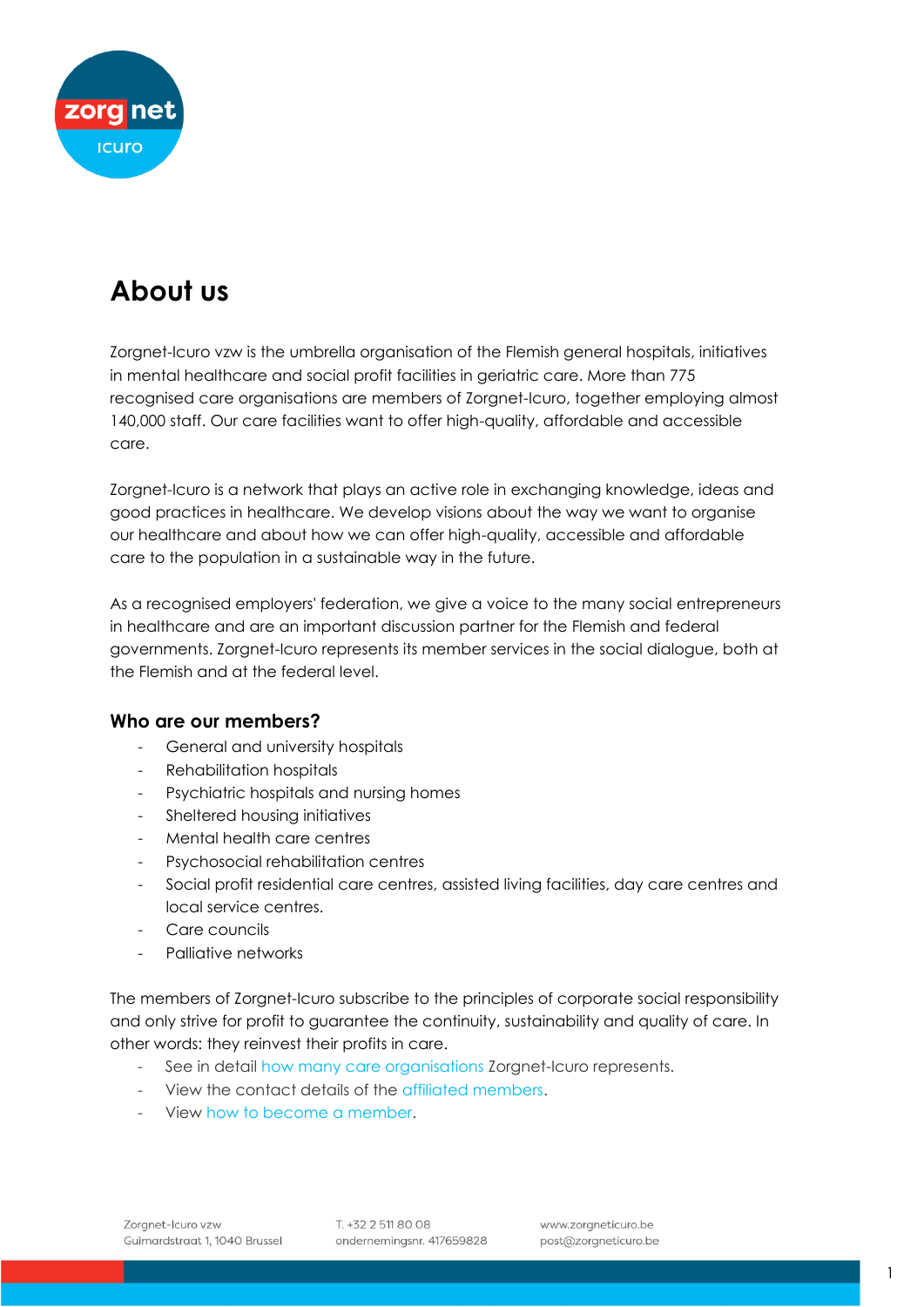# About us

Zorgnet-Icuro vzw is the umbrella organisation of the Flemish general hospitals, initiatives in mental healthcare and social profit facilities in geriatric care. More than 775 recognised care organisations are members of Zorgnet-Icuro, together employing almost 140,000 staff. Our care facilities want to offer high-quality, affordable and accessible care.

Zorgnet-Icuro is a network that plays an active role in exchanging knowledge, ideas and good practices in healthcare. We develop visions about the way we want to organise our healthcare and about how we can offer high-quality, accessible and affordable care to the population in a sustainable way in the future.

As a recognised employers' federation, we give a voice to the many social entrepreneurs in healthcare and are an important discussion partner for the Flemish and federal governments. Zorgnet-Icuro represents its member services in the social dialogue, both at the Flemish and at the federal level.

## Who are our members?

- General and university hospitals
- Rehabilitation hospitals
- Psychiatric hospitals and nursing homes
- Sheltered housing initiatives
- Mental health care centres
- Psychosocial rehabilitation centres
- Social profit residential care centres, assisted living facilities, day care centres and local service centres.
- Care councils
- Palliative networks

The members of Zorgnet-Icuro subscribe to the principles of corporate social responsibility and only strive for profit to guarantee the continuity, sustainability and quality of care. In other words: they reinvest their profits in care.

- See in detail how many care organisations Zorgnet-Icuro represents.
- View the contact details of the affiliated members.
- View how to become a member.

Zorgnet-Icuro vzw
Guimardstraat 1, 1040 Brussel

T. +32 2 511 80 08
ondernemingsnr. 417659828

www.zorgneticuro.be
post@zorgneticuro.be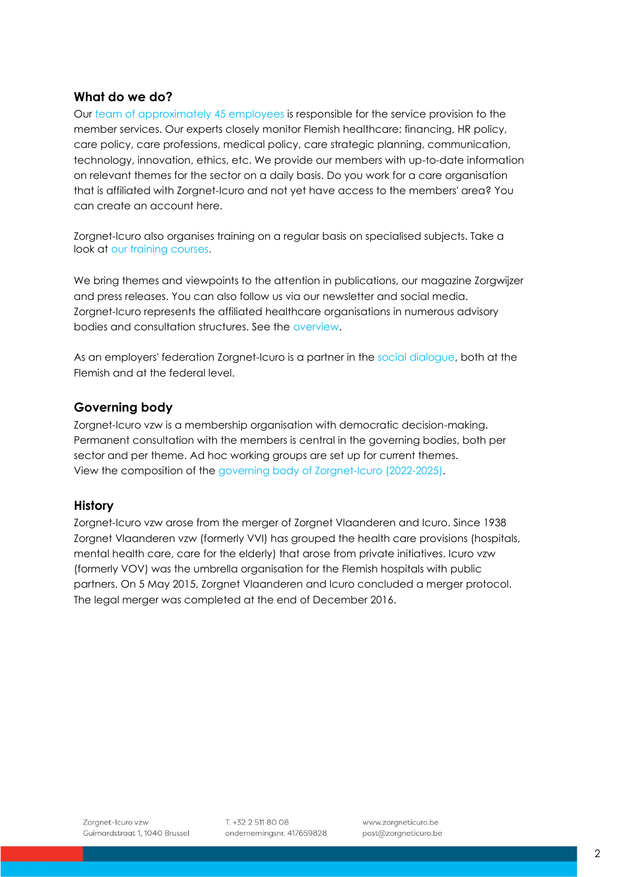## What do we do?

Our team of approximately 45 employees is responsible for the service provision to the member services. Our experts closely monitor Flemish healthcare: financing, HR policy, care policy, care professions, medical policy, care strategic planning, communication, technology, innovation, ethics, etc. We provide our members with up-to-date information on relevant themes for the sector on a daily basis. Do you work for a care organisation that is affiliated with Zorgnet-Icuro and not yet have access to the members' area? You can create an account here.

Zorgnet-Icuro also organises training on a regular basis on specialised subjects. Take a look at our training courses.

We bring themes and viewpoints to the attention in publications, our magazine Zorgwijzer and press releases. You can also follow us via our newsletter and social media. Zorgnet-Icuro represents the affiliated healthcare organisations in numerous advisory bodies and consultation structures. See the overview.

As an employers' federation Zorgnet-Icuro is a partner in the social dialogue, both at the Flemish and at the federal level.

## Governing body

Zorgnet-Icuro vzw is a membership organisation with democratic decision-making. Permanent consultation with the members is central in the governing bodies, both per sector and per theme. Ad hoc working groups are set up for current themes.
View the composition of the governing body of Zorgnet-Icuro (2022-2025).

## History

Zorgnet-Icuro vzw arose from the merger of Zorgnet Vlaanderen and Icuro. Since 1938 Zorgnet Vlaanderen vzw (formerly VVI) has grouped the health care provisions (hospitals, mental health care, care for the elderly) that arose from private initiatives. Icuro vzw (formerly VOV) was the umbrella organisation for the Flemish hospitals with public partners. On 5 May 2015, Zorgnet Vlaanderen and Icuro concluded a merger protocol. The legal merger was completed at the end of December 2016.